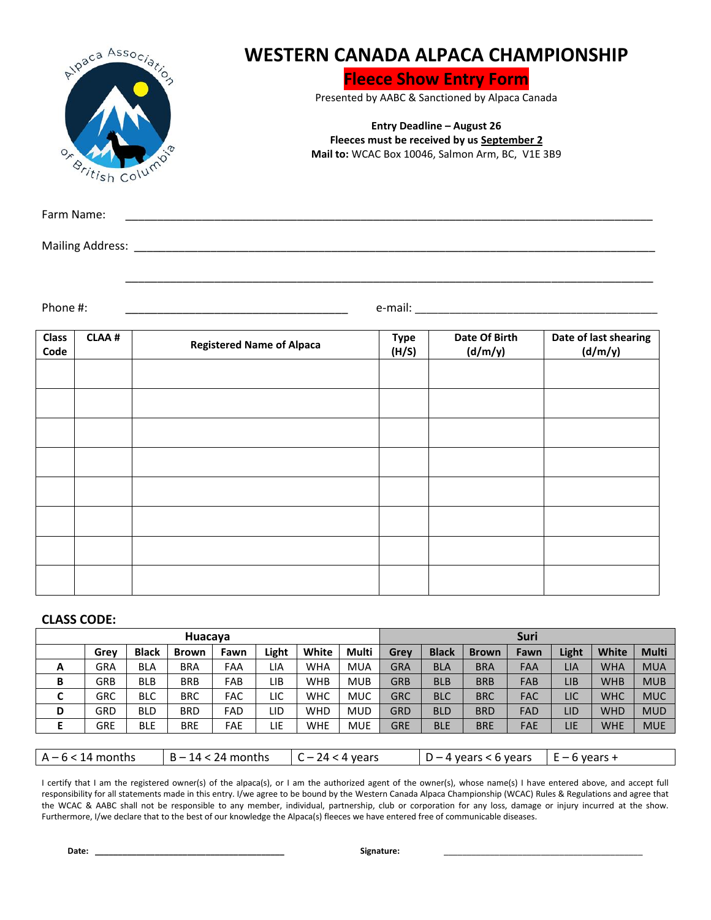# WESTERN CANADA ALPACA CHAMPIONSHIP

## Fleece Show Entry Form

Presented by AABC & Sanctioned by Alpaca Canada

**Entry Deadline – August 26**
**Fleeces must be received by us September 2**
**Mail to:** WCAC Box 10046, Salmon Arm, BC, V1E 3B9

Farm Name: ____________________________________________

Mailing Address: ____________________________________________

____________________________________________

Phone #: ____________________ e-mail: ____________________

| Class Code | CLAA # | Registered Name of Alpaca | Type (H/S) | Date Of Birth (d/m/y) | Date of last shearing (d/m/y) |
|---|---|---|---|---|---|
| | | | | | |
| | | | | | |
| | | | | | |
| | | | | | |
| | | | | | |
| | | | | | |
| | | | | | |
| | | | | | |

**CLASS CODE:**

| | Huacaya | | | | | | | Suri | | | | | | |
|---|---|---|---|---|---|---|---|---|---|---|---|---|---|---|
| | Grey | Black | Brown | Fawn | Light | White | Multi | Grey | Black | Brown | Fawn | Light | White | Multi |
| **A** | GRA | BLA | BRA | FAA | LIA | WHA | MUA | GRA | BLA | BRA | FAA | LIA | WHA | MUA |
| **B** | GRB | BLB | BRB | FAB | LIB | WHB | MUB | GRB | BLB | BRB | FAB | LIB | WHB | MUB |
| **C** | GRC | BLC | BRC | FAC | LIC | WHC | MUC | GRC | BLC | BRC | FAC | LIC | WHC | MUC |
| **D** | GRD | BLD | BRD | FAD | LID | WHD | MUD | GRD | BLD | BRD | FAD | LID | WHD | MUD |
| **E** | GRE | BLE | BRE | FAE | LIE | WHE | MUE | GRE | BLE | BRE | FAE | LIE | WHE | MUE |

| A – 6 < 14 months | B – 14 < 24 months | C – 24 < 4 years | D – 4 years < 6 years | E – 6 years + |
|---|---|---|---|---|

I certify that I am the registered owner(s) of the alpaca(s), or I am the authorized agent of the owner(s), whose name(s) I have entered above, and accept full responsibility for all statements made in this entry. I/we agree to be bound by the Western Canada Alpaca Championship (WCAC) Rules & Regulations and agree that the WCAC & AABC shall not be responsible to any member, individual, partnership, club or corporation for any loss, damage or injury incurred at the show. Furthermore, I/we declare that to the best of our knowledge the Alpaca(s) fleeces we have entered free of communicable diseases.

**Date:** ____________________ **Signature:** ____________________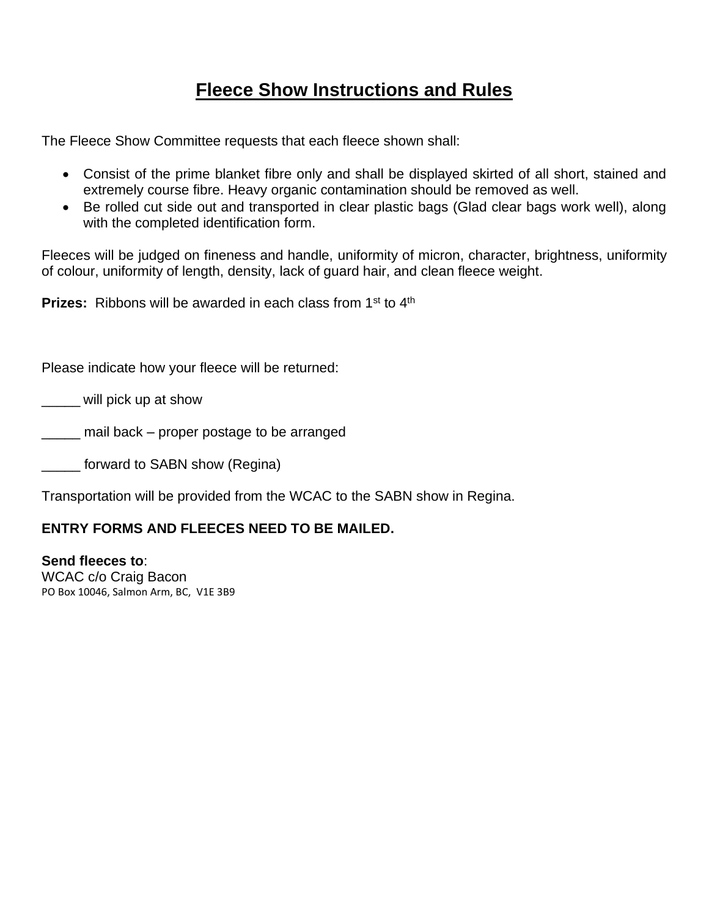# Fleece Show Instructions and Rules

The Fleece Show Committee requests that each fleece shown shall:

- Consist of the prime blanket fibre only and shall be displayed skirted of all short, stained and extremely course fibre. Heavy organic contamination should be removed as well.
- Be rolled cut side out and transported in clear plastic bags (Glad clear bags work well), along with the completed identification form.

Fleeces will be judged on fineness and handle, uniformity of micron, character, brightness, uniformity of colour, uniformity of length, density, lack of guard hair, and clean fleece weight.

**Prizes:** Ribbons will be awarded in each class from 1st to 4th

Please indicate how your fleece will be returned:

_____ will pick up at show

_____ mail back – proper postage to be arranged

_____ forward to SABN show (Regina)

Transportation will be provided from the WCAC to the SABN show in Regina.

**ENTRY FORMS AND FLEECES NEED TO BE MAILED.**

**Send fleeces to**:
WCAC c/o Craig Bacon
PO Box 10046, Salmon Arm, BC, V1E 3B9